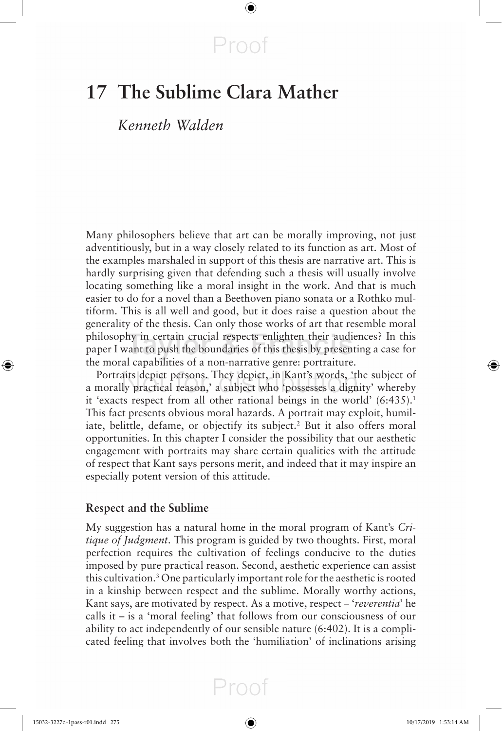# 17 The Sublime Clara Mather

*Kenneth Walden*

Many philosophers believe that art can be morally improving, not just adventitiously, but in a way closely related to its function as art. Most of the examples marshaled in support of this thesis are narrative art. This is hardly surprising given that defending such a thesis will usually involve locating something like a moral insight in the work. And that is much easier to do for a novel than a Beethoven piano sonata or a Rothko multiform. This is all well and good, but it does raise a question about the generality of the thesis. Can only those works of art that resemble moral philosophy in certain crucial respects enlighten their audiences? In this paper I want to push the boundaries of this thesis by presenting a case for the moral capabilities of a non-narrative genre: portraiture.

Portraits depict persons. They depict, in Kant's words, 'the subject of a morally practical reason,' a subject who 'possesses a dignity' whereby it 'exacts respect from all other rational beings in the world' (6:435).[1] This fact presents obvious moral hazards. A portrait may exploit, humiliate, belittle, defame, or objectify its subject.[2] But it also offers moral opportunities. In this chapter I consider the possibility that our aesthetic engagement with portraits may share certain qualities with the attitude of respect that Kant says persons merit, and indeed that it may inspire an especially potent version of this attitude.

## Respect and the Sublime

My suggestion has a natural home in the moral program of Kant's *Critique of Judgment*. This program is guided by two thoughts. First, moral perfection requires the cultivation of feelings conducive to the duties imposed by pure practical reason. Second, aesthetic experience can assist this cultivation.[3] One particularly important role for the aesthetic is rooted in a kinship between respect and the sublime. Morally worthy actions, Kant says, are motivated by respect. As a motive, respect – '*reverentia*' he calls it – is a 'moral feeling' that follows from our consciousness of our ability to act independently of our sensible nature (6:402). It is a complicated feeling that involves both the 'humiliation' of inclinations arising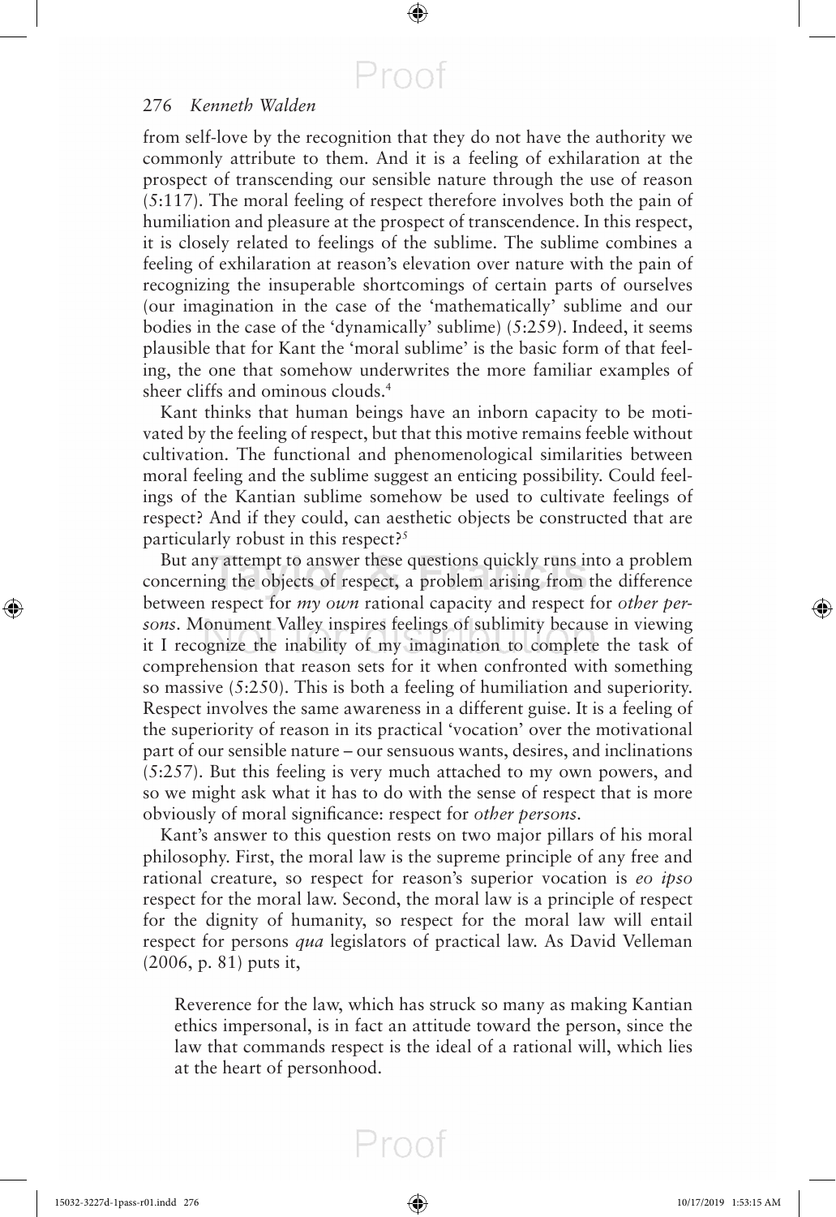from self-love by the recognition that they do not have the authority we commonly attribute to them. And it is a feeling of exhilaration at the prospect of transcending our sensible nature through the use of reason (5:117). The moral feeling of respect therefore involves both the pain of humiliation and pleasure at the prospect of transcendence. In this respect, it is closely related to feelings of the sublime. The sublime combines a feeling of exhilaration at reason's elevation over nature with the pain of recognizing the insuperable shortcomings of certain parts of ourselves (our imagination in the case of the 'mathematically' sublime and our bodies in the case of the 'dynamically' sublime) (5:259). Indeed, it seems plausible that for Kant the 'moral sublime' is the basic form of that feeling, the one that somehow underwrites the more familiar examples of sheer cliffs and ominous clouds.[4]

Kant thinks that human beings have an inborn capacity to be motivated by the feeling of respect, but that this motive remains feeble without cultivation. The functional and phenomenological similarities between moral feeling and the sublime suggest an enticing possibility. Could feelings of the Kantian sublime somehow be used to cultivate feelings of respect? And if they could, can aesthetic objects be constructed that are particularly robust in this respect?[5]

But any attempt to answer these questions quickly runs into a problem concerning the objects of respect, a problem arising from the difference between respect for *my own* rational capacity and respect for *other persons*. Monument Valley inspires feelings of sublimity because in viewing it I recognize the inability of my imagination to complete the task of comprehension that reason sets for it when confronted with something so massive (5:250). This is both a feeling of humiliation and superiority. Respect involves the same awareness in a different guise. It is a feeling of the superiority of reason in its practical 'vocation' over the motivational part of our sensible nature – our sensuous wants, desires, and inclinations (5:257). But this feeling is very much attached to my own powers, and so we might ask what it has to do with the sense of respect that is more obviously of moral significance: respect for *other persons*.

Kant's answer to this question rests on two major pillars of his moral philosophy. First, the moral law is the supreme principle of any free and rational creature, so respect for reason's superior vocation is *eo ipso* respect for the moral law. Second, the moral law is a principle of respect for the dignity of humanity, so respect for the moral law will entail respect for persons *qua* legislators of practical law. As David Velleman (2006, p. 81) puts it,

> Reverence for the law, which has struck so many as making Kantian ethics impersonal, is in fact an attitude toward the person, since the law that commands respect is the ideal of a rational will, which lies at the heart of personhood.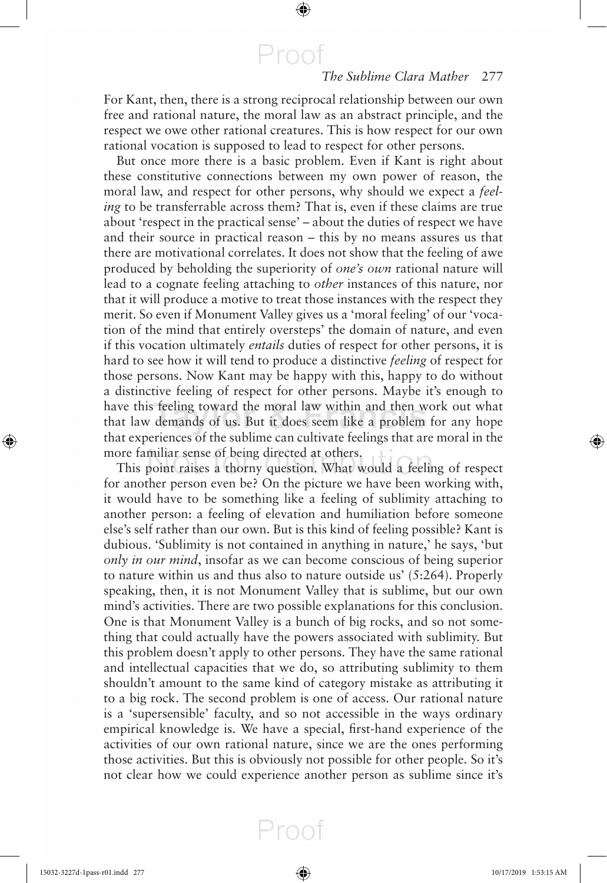For Kant, then, there is a strong reciprocal relationship between our own free and rational nature, the moral law as an abstract principle, and the respect we owe other rational creatures. This is how respect for our own rational vocation is supposed to lead to respect for other persons.

But once more there is a basic problem. Even if Kant is right about these constitutive connections between my own power of reason, the moral law, and respect for other persons, why should we expect a *feeling* to be transferrable across them? That is, even if these claims are true about 'respect in the practical sense' – about the duties of respect we have and their source in practical reason – this by no means assures us that there are motivational correlates. It does not show that the feeling of awe produced by beholding the superiority of *one's own* rational nature will lead to a cognate feeling attaching to *other* instances of this nature, nor that it will produce a motive to treat those instances with the respect they merit. So even if Monument Valley gives us a 'moral feeling' of our 'vocation of the mind that entirely oversteps' the domain of nature, and even if this vocation ultimately *entails* duties of respect for other persons, it is hard to see how it will tend to produce a distinctive *feeling* of respect for those persons. Now Kant may be happy with this, happy to do without a distinctive feeling of respect for other persons. Maybe it's enough to have this feeling toward the moral law within and then work out what that law demands of us. But it does seem like a problem for any hope that experiences of the sublime can cultivate feelings that are moral in the more familiar sense of being directed at others.

This point raises a thorny question. What would a feeling of respect for another person even be? On the picture we have been working with, it would have to be something like a feeling of sublimity attaching to another person: a feeling of elevation and humiliation before someone else's self rather than our own. But is this kind of feeling possible? Kant is dubious. 'Sublimity is not contained in anything in nature,' he says, 'but *only in our mind*, insofar as we can become conscious of being superior to nature within us and thus also to nature outside us' (5:264). Properly speaking, then, it is not Monument Valley that is sublime, but our own mind's activities. There are two possible explanations for this conclusion. One is that Monument Valley is a bunch of big rocks, and so not something that could actually have the powers associated with sublimity. But this problem doesn't apply to other persons. They have the same rational and intellectual capacities that we do, so attributing sublimity to them shouldn't amount to the same kind of category mistake as attributing it to a big rock. The second problem is one of access. Our rational nature is a 'supersensible' faculty, and so not accessible in the ways ordinary empirical knowledge is. We have a special, first-hand experience of the activities of our own rational nature, since we are the ones performing those activities. But this is obviously not possible for other people. So it's not clear how we could experience another person as sublime since it's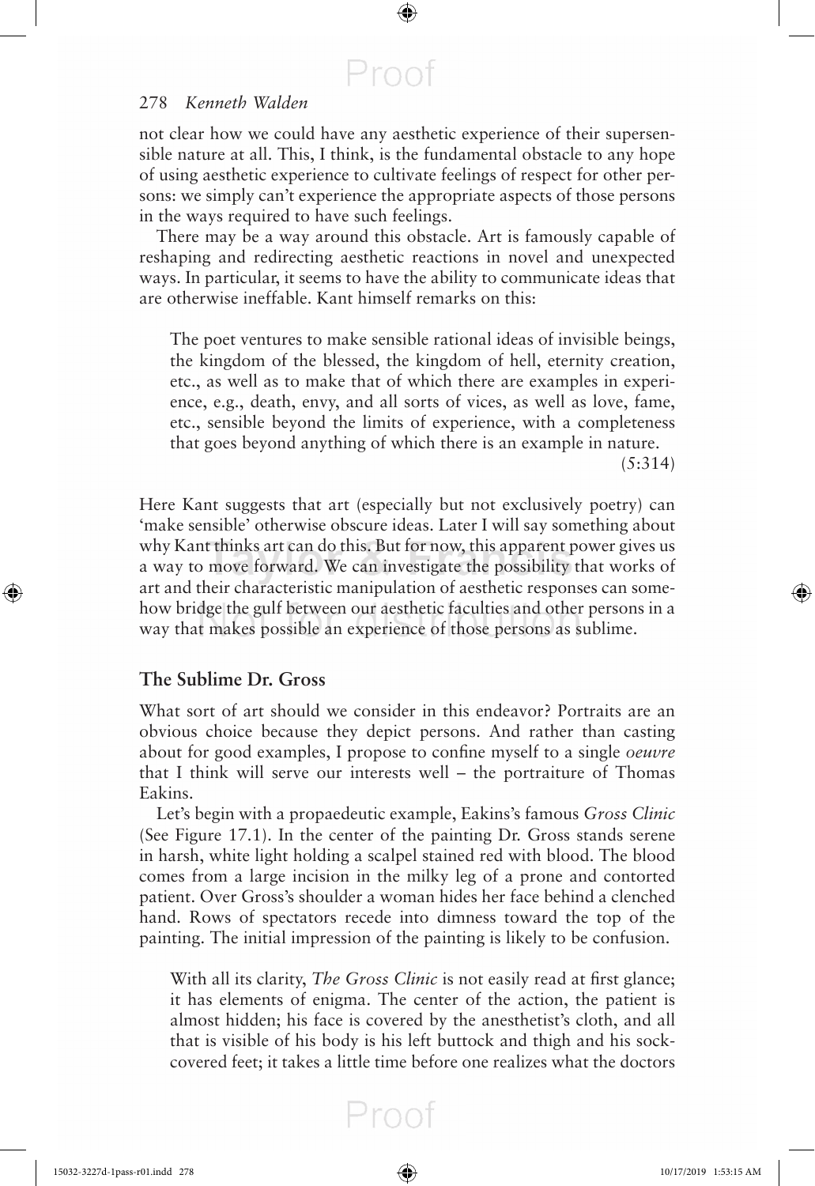not clear how we could have any aesthetic experience of their supersensible nature at all. This, I think, is the fundamental obstacle to any hope of using aesthetic experience to cultivate feelings of respect for other persons: we simply can't experience the appropriate aspects of those persons in the ways required to have such feelings.

There may be a way around this obstacle. Art is famously capable of reshaping and redirecting aesthetic reactions in novel and unexpected ways. In particular, it seems to have the ability to communicate ideas that are otherwise ineffable. Kant himself remarks on this:

> The poet ventures to make sensible rational ideas of invisible beings, the kingdom of the blessed, the kingdom of hell, eternity creation, etc., as well as to make that of which there are examples in experience, e.g., death, envy, and all sorts of vices, as well as love, fame, etc., sensible beyond the limits of experience, with a completeness that goes beyond anything of which there is an example in nature.
> (5:314)

Here Kant suggests that art (especially but not exclusively poetry) can 'make sensible' otherwise obscure ideas. Later I will say something about why Kant thinks art can do this. But for now, this apparent power gives us a way to move forward. We can investigate the possibility that works of art and their characteristic manipulation of aesthetic responses can somehow bridge the gulf between our aesthetic faculties and other persons in a way that makes possible an experience of those persons as sublime.

## The Sublime Dr. Gross

What sort of art should we consider in this endeavor? Portraits are an obvious choice because they depict persons. And rather than casting about for good examples, I propose to confine myself to a single *oeuvre* that I think will serve our interests well – the portraiture of Thomas Eakins.

Let's begin with a propaedeutic example, Eakins's famous *Gross Clinic* (See Figure 17.1). In the center of the painting Dr. Gross stands serene in harsh, white light holding a scalpel stained red with blood. The blood comes from a large incision in the milky leg of a prone and contorted patient. Over Gross's shoulder a woman hides her face behind a clenched hand. Rows of spectators recede into dimness toward the top of the painting. The initial impression of the painting is likely to be confusion.

> With all its clarity, *The Gross Clinic* is not easily read at first glance; it has elements of enigma. The center of the action, the patient is almost hidden; his face is covered by the anesthetist's cloth, and all that is visible of his body is his left buttock and thigh and his sock-covered feet; it takes a little time before one realizes what the doctors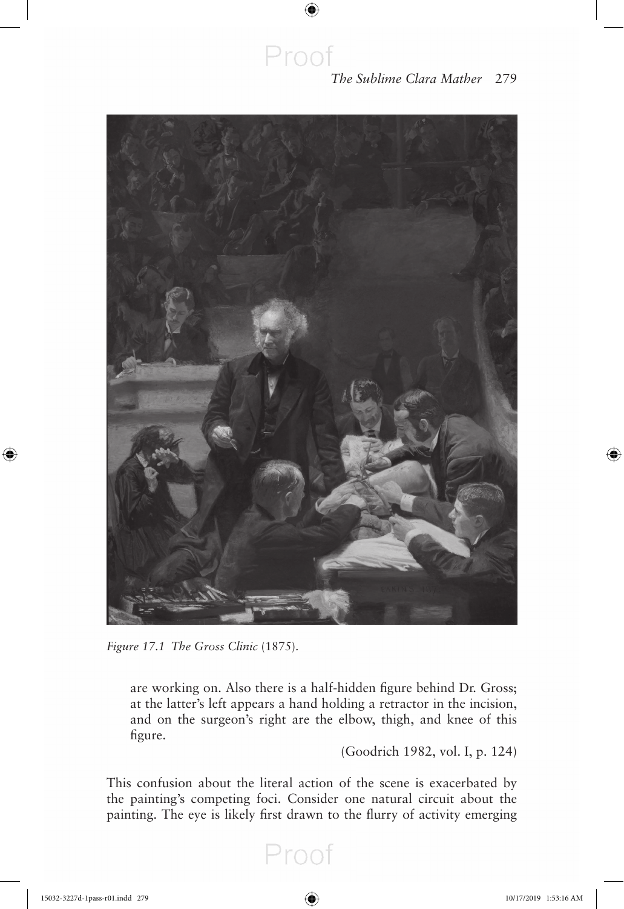*Figure 17.1 The Gross Clinic* (1875).

> are working on. Also there is a half-hidden figure behind Dr. Gross; at the latter's left appears a hand holding a retractor in the incision, and on the surgeon's right are the elbow, thigh, and knee of this figure.
>
> (Goodrich 1982, vol. I, p. 124)

This confusion about the literal action of the scene is exacerbated by the painting's competing foci. Consider one natural circuit about the painting. The eye is likely first drawn to the flurry of activity emerging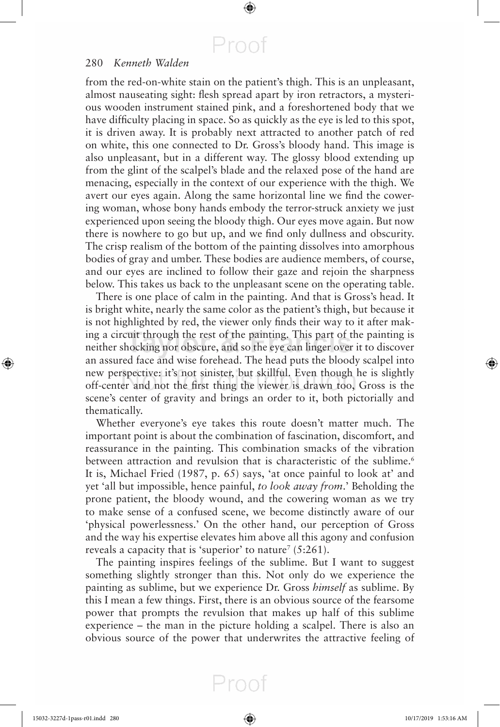from the red-on-white stain on the patient's thigh. This is an unpleasant, almost nauseating sight: flesh spread apart by iron retractors, a mysterious wooden instrument stained pink, and a foreshortened body that we have difficulty placing in space. So as quickly as the eye is led to this spot, it is driven away. It is probably next attracted to another patch of red on white, this one connected to Dr. Gross's bloody hand. This image is also unpleasant, but in a different way. The glossy blood extending up from the glint of the scalpel's blade and the relaxed pose of the hand are menacing, especially in the context of our experience with the thigh. We avert our eyes again. Along the same horizontal line we find the cowering woman, whose bony hands embody the terror-struck anxiety we just experienced upon seeing the bloody thigh. Our eyes move again. But now there is nowhere to go but up, and we find only dullness and obscurity. The crisp realism of the bottom of the painting dissolves into amorphous bodies of gray and umber. These bodies are audience members, of course, and our eyes are inclined to follow their gaze and rejoin the sharpness below. This takes us back to the unpleasant scene on the operating table.

There is one place of calm in the painting. And that is Gross's head. It is bright white, nearly the same color as the patient's thigh, but because it is not highlighted by red, the viewer only finds their way to it after making a circuit through the rest of the painting. This part of the painting is neither shocking nor obscure, and so the eye can linger over it to discover an assured face and wise forehead. The head puts the bloody scalpel into new perspective: it's not sinister, but skillful. Even though he is slightly off-center and not the first thing the viewer is drawn too, Gross is the scene's center of gravity and brings an order to it, both pictorially and thematically.

Whether everyone's eye takes this route doesn't matter much. The important point is about the combination of fascination, discomfort, and reassurance in the painting. This combination smacks of the vibration between attraction and revulsion that is characteristic of the sublime.[6] It is, Michael Fried (1987, p. 65) says, 'at once painful to look at' and yet 'all but impossible, hence painful, *to look away from*.' Beholding the prone patient, the bloody wound, and the cowering woman as we try to make sense of a confused scene, we become distinctly aware of our 'physical powerlessness.' On the other hand, our perception of Gross and the way his expertise elevates him above all this agony and confusion reveals a capacity that is 'superior' to nature[7] (5:261).

The painting inspires feelings of the sublime. But I want to suggest something slightly stronger than this. Not only do we experience the painting as sublime, but we experience Dr. Gross *himself* as sublime. By this I mean a few things. First, there is an obvious source of the fearsome power that prompts the revulsion that makes up half of this sublime experience – the man in the picture holding a scalpel. There is also an obvious source of the power that underwrites the attractive feeling of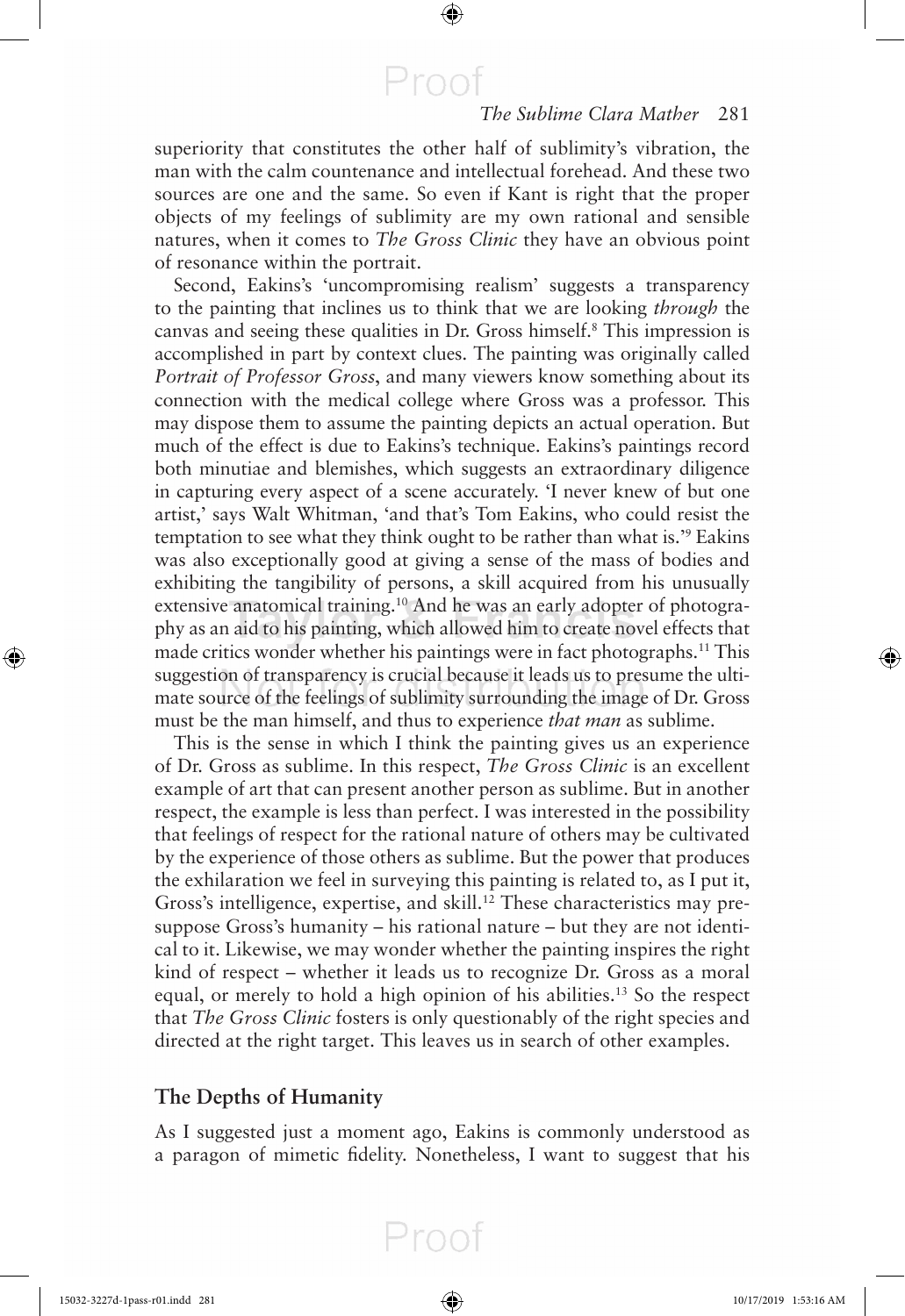superiority that constitutes the other half of sublimity's vibration, the man with the calm countenance and intellectual forehead. And these two sources are one and the same. So even if Kant is right that the proper objects of my feelings of sublimity are my own rational and sensible natures, when it comes to *The Gross Clinic* they have an obvious point of resonance within the portrait.

Second, Eakins's 'uncompromising realism' suggests a transparency to the painting that inclines us to think that we are looking *through* the canvas and seeing these qualities in Dr. Gross himself.[8] This impression is accomplished in part by context clues. The painting was originally called *Portrait of Professor Gross*, and many viewers know something about its connection with the medical college where Gross was a professor. This may dispose them to assume the painting depicts an actual operation. But much of the effect is due to Eakins's technique. Eakins's paintings record both minutiae and blemishes, which suggests an extraordinary diligence in capturing every aspect of a scene accurately. 'I never knew of but one artist,' says Walt Whitman, 'and that's Tom Eakins, who could resist the temptation to see what they think ought to be rather than what is.'[9] Eakins was also exceptionally good at giving a sense of the mass of bodies and exhibiting the tangibility of persons, a skill acquired from his unusually extensive anatomical training.[10] And he was an early adopter of photography as an aid to his painting, which allowed him to create novel effects that made critics wonder whether his paintings were in fact photographs.[11] This suggestion of transparency is crucial because it leads us to presume the ultimate source of the feelings of sublimity surrounding the image of Dr. Gross must be the man himself, and thus to experience *that man* as sublime.

This is the sense in which I think the painting gives us an experience of Dr. Gross as sublime. In this respect, *The Gross Clinic* is an excellent example of art that can present another person as sublime. But in another respect, the example is less than perfect. I was interested in the possibility that feelings of respect for the rational nature of others may be cultivated by the experience of those others as sublime. But the power that produces the exhilaration we feel in surveying this painting is related to, as I put it, Gross's intelligence, expertise, and skill.[12] These characteristics may presuppose Gross's humanity – his rational nature – but they are not identical to it. Likewise, we may wonder whether the painting inspires the right kind of respect – whether it leads us to recognize Dr. Gross as a moral equal, or merely to hold a high opinion of his abilities.[13] So the respect that *The Gross Clinic* fosters is only questionably of the right species and directed at the right target. This leaves us in search of other examples.

## The Depths of Humanity

As I suggested just a moment ago, Eakins is commonly understood as a paragon of mimetic fidelity. Nonetheless, I want to suggest that his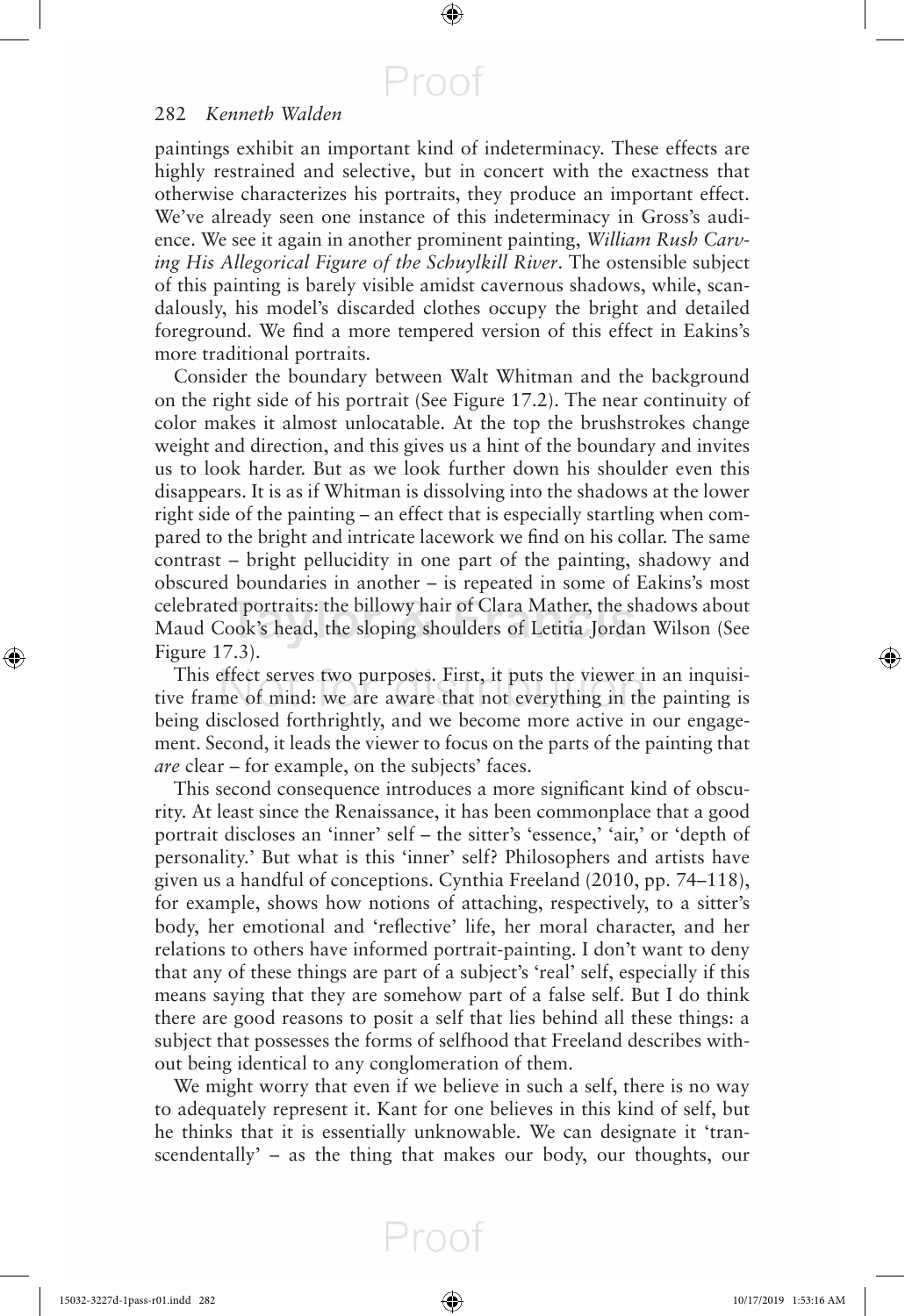paintings exhibit an important kind of indeterminacy. These effects are highly restrained and selective, but in concert with the exactness that otherwise characterizes his portraits, they produce an important effect. We've already seen one instance of this indeterminacy in Gross's audience. We see it again in another prominent painting, *William Rush Carving His Allegorical Figure of the Schuylkill River*. The ostensible subject of this painting is barely visible amidst cavernous shadows, while, scandalously, his model's discarded clothes occupy the bright and detailed foreground. We find a more tempered version of this effect in Eakins's more traditional portraits.

Consider the boundary between Walt Whitman and the background on the right side of his portrait (See Figure 17.2). The near continuity of color makes it almost unlocatable. At the top the brushstrokes change weight and direction, and this gives us a hint of the boundary and invites us to look harder. But as we look further down his shoulder even this disappears. It is as if Whitman is dissolving into the shadows at the lower right side of the painting – an effect that is especially startling when compared to the bright and intricate lacework we find on his collar. The same contrast – bright pellucidity in one part of the painting, shadowy and obscured boundaries in another – is repeated in some of Eakins's most celebrated portraits: the billowy hair of Clara Mather, the shadows about Maud Cook's head, the sloping shoulders of Letitia Jordan Wilson (See Figure 17.3).

This effect serves two purposes. First, it puts the viewer in an inquisitive frame of mind: we are aware that not everything in the painting is being disclosed forthrightly, and we become more active in our engagement. Second, it leads the viewer to focus on the parts of the painting that *are* clear – for example, on the subjects' faces.

This second consequence introduces a more significant kind of obscurity. At least since the Renaissance, it has been commonplace that a good portrait discloses an 'inner' self – the sitter's 'essence,' 'air,' or 'depth of personality.' But what is this 'inner' self? Philosophers and artists have given us a handful of conceptions. Cynthia Freeland (2010, pp. 74–118), for example, shows how notions of attaching, respectively, to a sitter's body, her emotional and 'reflective' life, her moral character, and her relations to others have informed portrait-painting. I don't want to deny that any of these things are part of a subject's 'real' self, especially if this means saying that they are somehow part of a false self. But I do think there are good reasons to posit a self that lies behind all these things: a subject that possesses the forms of selfhood that Freeland describes without being identical to any conglomeration of them.

We might worry that even if we believe in such a self, there is no way to adequately represent it. Kant for one believes in this kind of self, but he thinks that it is essentially unknowable. We can designate it 'transcendentally' – as the thing that makes our body, our thoughts, our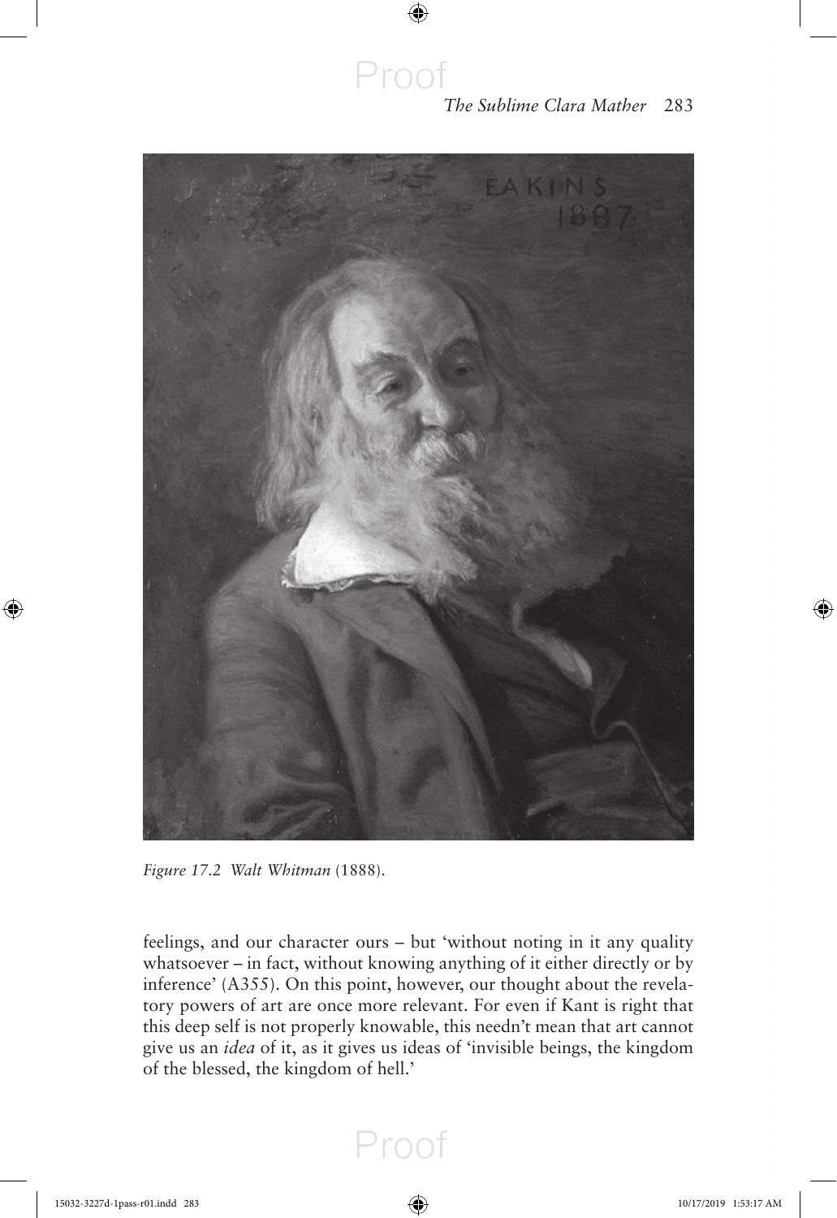*Figure 17.2 Walt Whitman* (1888).

feelings, and our character ours – but 'without noting in it any quality whatsoever – in fact, without knowing anything of it either directly or by inference' (A355). On this point, however, our thought about the revelatory powers of art are once more relevant. For even if Kant is right that this deep self is not properly knowable, this needn't mean that art cannot give us an *idea* of it, as it gives us ideas of 'invisible beings, the kingdom of the blessed, the kingdom of hell.'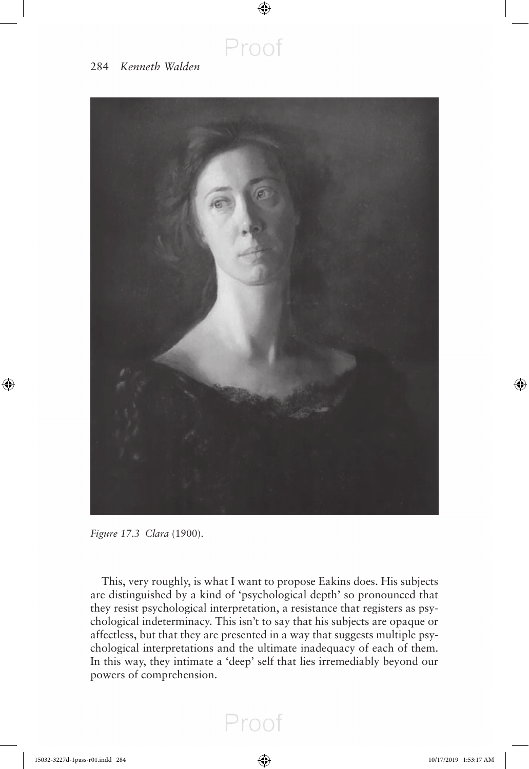*Figure 17.3 Clara* (1900).

This, very roughly, is what I want to propose Eakins does. His subjects are distinguished by a kind of 'psychological depth' so pronounced that they resist psychological interpretation, a resistance that registers as psychological indeterminacy. This isn't to say that his subjects are opaque or affectless, but that they are presented in a way that suggests multiple psychological interpretations and the ultimate inadequacy of each of them. In this way, they intimate a 'deep' self that lies irremediably beyond our powers of comprehension.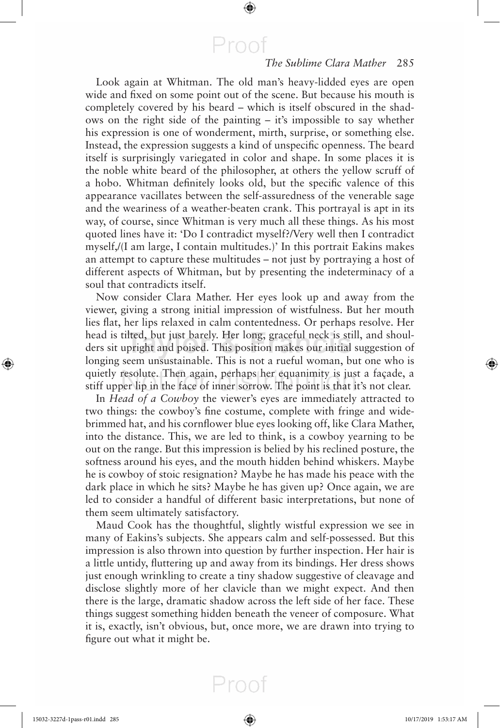Look again at Whitman. The old man's heavy-lidded eyes are open wide and fixed on some point out of the scene. But because his mouth is completely covered by his beard – which is itself obscured in the shadows on the right side of the painting – it's impossible to say whether his expression is one of wonderment, mirth, surprise, or something else. Instead, the expression suggests a kind of unspecific openness. The beard itself is surprisingly variegated in color and shape. In some places it is the noble white beard of the philosopher, at others the yellow scruff of a hobo. Whitman definitely looks old, but the specific valence of this appearance vacillates between the self-assuredness of the venerable sage and the weariness of a weather-beaten crank. This portrayal is apt in its way, of course, since Whitman is very much all these things. As his most quoted lines have it: 'Do I contradict myself?/Very well then I contradict myself,/(I am large, I contain multitudes.)' In this portrait Eakins makes an attempt to capture these multitudes – not just by portraying a host of different aspects of Whitman, but by presenting the indeterminacy of a soul that contradicts itself.

Now consider Clara Mather. Her eyes look up and away from the viewer, giving a strong initial impression of wistfulness. But her mouth lies flat, her lips relaxed in calm contentedness. Or perhaps resolve. Her head is tilted, but just barely. Her long, graceful neck is still, and shoulders sit upright and poised. This position makes our initial suggestion of longing seem unsustainable. This is not a rueful woman, but one who is quietly resolute. Then again, perhaps her equanimity is just a façade, a stiff upper lip in the face of inner sorrow. The point is that it's not clear.

In *Head of a Cowboy* the viewer's eyes are immediately attracted to two things: the cowboy's fine costume, complete with fringe and wide-brimmed hat, and his cornflower blue eyes looking off, like Clara Mather, into the distance. This, we are led to think, is a cowboy yearning to be out on the range. But this impression is belied by his reclined posture, the softness around his eyes, and the mouth hidden behind whiskers. Maybe he is cowboy of stoic resignation? Maybe he has made his peace with the dark place in which he sits? Maybe he has given up? Once again, we are led to consider a handful of different basic interpretations, but none of them seem ultimately satisfactory.

Maud Cook has the thoughtful, slightly wistful expression we see in many of Eakins's subjects. She appears calm and self-possessed. But this impression is also thrown into question by further inspection. Her hair is a little untidy, fluttering up and away from its bindings. Her dress shows just enough wrinkling to create a tiny shadow suggestive of cleavage and disclose slightly more of her clavicle than we might expect. And then there is the large, dramatic shadow across the left side of her face. These things suggest something hidden beneath the veneer of composure. What it is, exactly, isn't obvious, but, once more, we are drawn into trying to figure out what it might be.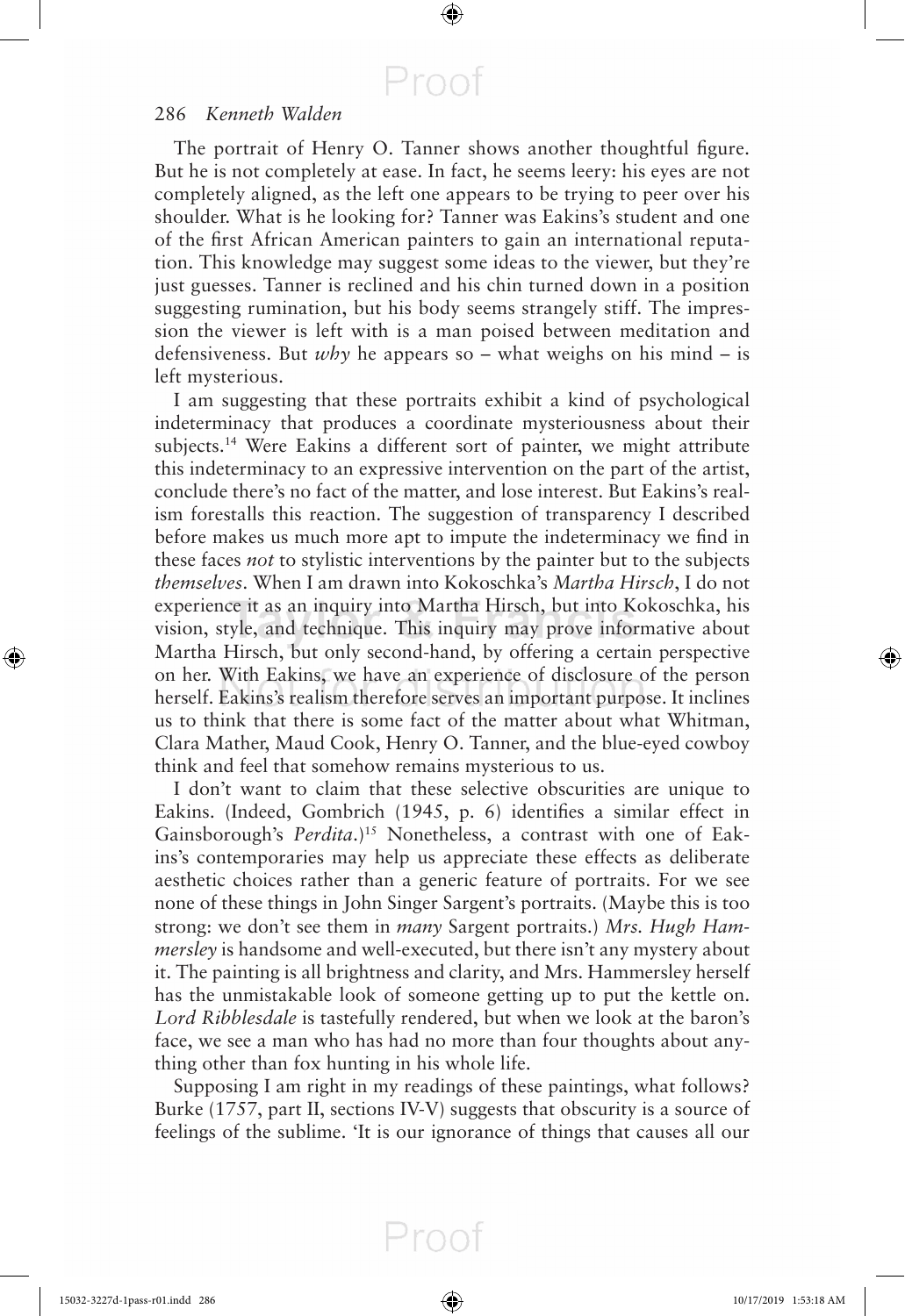The portrait of Henry O. Tanner shows another thoughtful figure. But he is not completely at ease. In fact, he seems leery: his eyes are not completely aligned, as the left one appears to be trying to peer over his shoulder. What is he looking for? Tanner was Eakins's student and one of the first African American painters to gain an international reputation. This knowledge may suggest some ideas to the viewer, but they're just guesses. Tanner is reclined and his chin turned down in a position suggesting rumination, but his body seems strangely stiff. The impression the viewer is left with is a man poised between meditation and defensiveness. But *why* he appears so – what weighs on his mind – is left mysterious.

I am suggesting that these portraits exhibit a kind of psychological indeterminacy that produces a coordinate mysteriousness about their subjects.[14] Were Eakins a different sort of painter, we might attribute this indeterminacy to an expressive intervention on the part of the artist, conclude there's no fact of the matter, and lose interest. But Eakins's realism forestalls this reaction. The suggestion of transparency I described before makes us much more apt to impute the indeterminacy we find in these faces *not* to stylistic interventions by the painter but to the subjects *themselves*. When I am drawn into Kokoschka's *Martha Hirsch*, I do not experience it as an inquiry into Martha Hirsch, but into Kokoschka, his vision, style, and technique. This inquiry may prove informative about Martha Hirsch, but only second-hand, by offering a certain perspective on her. With Eakins, we have an experience of disclosure of the person herself. Eakins's realism therefore serves an important purpose. It inclines us to think that there is some fact of the matter about what Whitman, Clara Mather, Maud Cook, Henry O. Tanner, and the blue-eyed cowboy think and feel that somehow remains mysterious to us.

I don't want to claim that these selective obscurities are unique to Eakins. (Indeed, Gombrich (1945, p. 6) identifies a similar effect in Gainsborough's *Perdita*.)[15] Nonetheless, a contrast with one of Eakins's contemporaries may help us appreciate these effects as deliberate aesthetic choices rather than a generic feature of portraits. For we see none of these things in John Singer Sargent's portraits. (Maybe this is too strong: we don't see them in *many* Sargent portraits.) *Mrs. Hugh Hammersley* is handsome and well-executed, but there isn't any mystery about it. The painting is all brightness and clarity, and Mrs. Hammersley herself has the unmistakable look of someone getting up to put the kettle on. *Lord Ribblesdale* is tastefully rendered, but when we look at the baron's face, we see a man who has had no more than four thoughts about anything other than fox hunting in his whole life.

Supposing I am right in my readings of these paintings, what follows? Burke (1757, part II, sections IV-V) suggests that obscurity is a source of feelings of the sublime. 'It is our ignorance of things that causes all our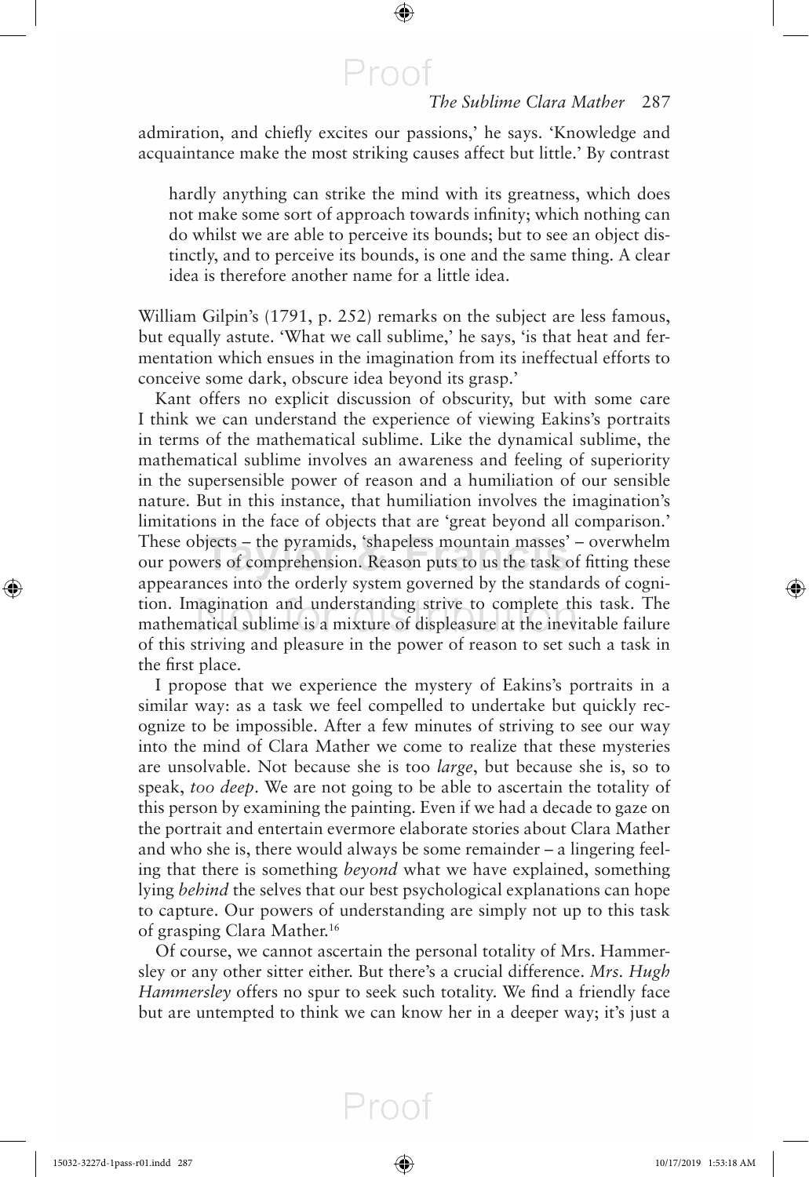admiration, and chiefly excites our passions,' he says. 'Knowledge and acquaintance make the most striking causes affect but little.' By contrast

> hardly anything can strike the mind with its greatness, which does not make some sort of approach towards infinity; which nothing can do whilst we are able to perceive its bounds; but to see an object distinctly, and to perceive its bounds, is one and the same thing. A clear idea is therefore another name for a little idea.

William Gilpin's (1791, p. 252) remarks on the subject are less famous, but equally astute. 'What we call sublime,' he says, 'is that heat and fermentation which ensues in the imagination from its ineffectual efforts to conceive some dark, obscure idea beyond its grasp.'

Kant offers no explicit discussion of obscurity, but with some care I think we can understand the experience of viewing Eakins's portraits in terms of the mathematical sublime. Like the dynamical sublime, the mathematical sublime involves an awareness and feeling of superiority in the supersensible power of reason and a humiliation of our sensible nature. But in this instance, that humiliation involves the imagination's limitations in the face of objects that are 'great beyond all comparison.' These objects – the pyramids, 'shapeless mountain masses' – overwhelm our powers of comprehension. Reason puts to us the task of fitting these appearances into the orderly system governed by the standards of cognition. Imagination and understanding strive to complete this task. The mathematical sublime is a mixture of displeasure at the inevitable failure of this striving and pleasure in the power of reason to set such a task in the first place.

I propose that we experience the mystery of Eakins's portraits in a similar way: as a task we feel compelled to undertake but quickly recognize to be impossible. After a few minutes of striving to see our way into the mind of Clara Mather we come to realize that these mysteries are unsolvable. Not because she is too *large*, but because she is, so to speak, *too deep*. We are not going to be able to ascertain the totality of this person by examining the painting. Even if we had a decade to gaze on the portrait and entertain evermore elaborate stories about Clara Mather and who she is, there would always be some remainder – a lingering feeling that there is something *beyond* what we have explained, something lying *behind* the selves that our best psychological explanations can hope to capture. Our powers of understanding are simply not up to this task of grasping Clara Mather.[16]

Of course, we cannot ascertain the personal totality of Mrs. Hammersley or any other sitter either. But there's a crucial difference. *Mrs. Hugh Hammersley* offers no spur to seek such totality. We find a friendly face but are untempted to think we can know her in a deeper way; it's just a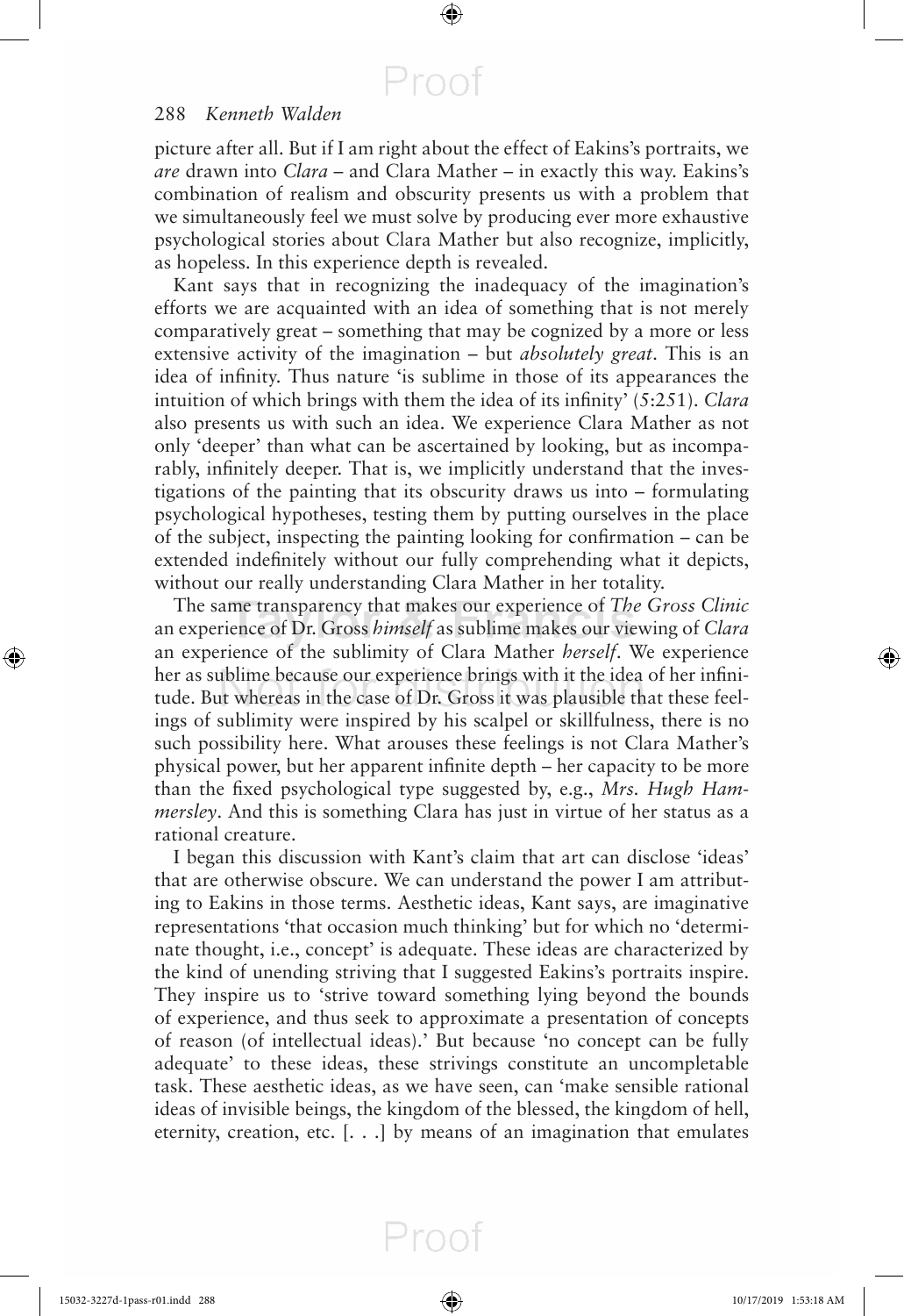picture after all. But if I am right about the effect of Eakins's portraits, we *are* drawn into *Clara* – and Clara Mather – in exactly this way. Eakins's combination of realism and obscurity presents us with a problem that we simultaneously feel we must solve by producing ever more exhaustive psychological stories about Clara Mather but also recognize, implicitly, as hopeless. In this experience depth is revealed.

Kant says that in recognizing the inadequacy of the imagination's efforts we are acquainted with an idea of something that is not merely comparatively great – something that may be cognized by a more or less extensive activity of the imagination – but *absolutely great*. This is an idea of infinity. Thus nature 'is sublime in those of its appearances the intuition of which brings with them the idea of its infinity' (5:251). *Clara* also presents us with such an idea. We experience Clara Mather as not only 'deeper' than what can be ascertained by looking, but as incomparably, infinitely deeper. That is, we implicitly understand that the investigations of the painting that its obscurity draws us into – formulating psychological hypotheses, testing them by putting ourselves in the place of the subject, inspecting the painting looking for confirmation – can be extended indefinitely without our fully comprehending what it depicts, without our really understanding Clara Mather in her totality.

The same transparency that makes our experience of *The Gross Clinic* an experience of Dr. Gross *himself* as sublime makes our viewing of *Clara* an experience of the sublimity of Clara Mather *herself*. We experience her as sublime because our experience brings with it the idea of her infinitude. But whereas in the case of Dr. Gross it was plausible that these feelings of sublimity were inspired by his scalpel or skillfulness, there is no such possibility here. What arouses these feelings is not Clara Mather's physical power, but her apparent infinite depth – her capacity to be more than the fixed psychological type suggested by, e.g., *Mrs. Hugh Hammersley*. And this is something Clara has just in virtue of her status as a rational creature.

I began this discussion with Kant's claim that art can disclose 'ideas' that are otherwise obscure. We can understand the power I am attributing to Eakins in those terms. Aesthetic ideas, Kant says, are imaginative representations 'that occasion much thinking' but for which no 'determinate thought, i.e., concept' is adequate. These ideas are characterized by the kind of unending striving that I suggested Eakins's portraits inspire. They inspire us to 'strive toward something lying beyond the bounds of experience, and thus seek to approximate a presentation of concepts of reason (of intellectual ideas).' But because 'no concept can be fully adequate' to these ideas, these strivings constitute an uncompletable task. These aesthetic ideas, as we have seen, can 'make sensible rational ideas of invisible beings, the kingdom of the blessed, the kingdom of hell, eternity, creation, etc. [. . .] by means of an imagination that emulates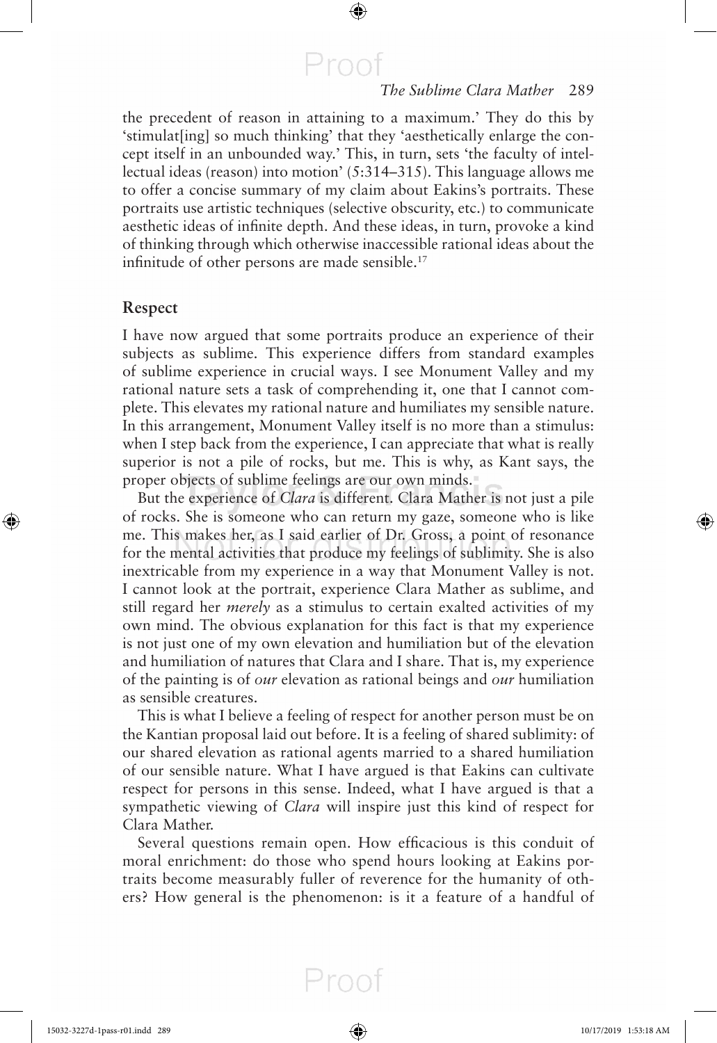the precedent of reason in attaining to a maximum.' They do this by 'stimulat[ing] so much thinking' that they 'aesthetically enlarge the concept itself in an unbounded way.' This, in turn, sets 'the faculty of intellectual ideas (reason) into motion' (5:314–315). This language allows me to offer a concise summary of my claim about Eakins's portraits. These portraits use artistic techniques (selective obscurity, etc.) to communicate aesthetic ideas of infinite depth. And these ideas, in turn, provoke a kind of thinking through which otherwise inaccessible rational ideas about the infinitude of other persons are made sensible.[17]

## Respect

I have now argued that some portraits produce an experience of their subjects as sublime. This experience differs from standard examples of sublime experience in crucial ways. I see Monument Valley and my rational nature sets a task of comprehending it, one that I cannot complete. This elevates my rational nature and humiliates my sensible nature. In this arrangement, Monument Valley itself is no more than a stimulus: when I step back from the experience, I can appreciate that what is really superior is not a pile of rocks, but me. This is why, as Kant says, the proper objects of sublime feelings are our own minds.

But the experience of *Clara* is different. Clara Mather is not just a pile of rocks. She is someone who can return my gaze, someone who is like me. This makes her, as I said earlier of Dr. Gross, a point of resonance for the mental activities that produce my feelings of sublimity. She is also inextricable from my experience in a way that Monument Valley is not. I cannot look at the portrait, experience Clara Mather as sublime, and still regard her *merely* as a stimulus to certain exalted activities of my own mind. The obvious explanation for this fact is that my experience is not just one of my own elevation and humiliation but of the elevation and humiliation of natures that Clara and I share. That is, my experience of the painting is of *our* elevation as rational beings and *our* humiliation as sensible creatures.

This is what I believe a feeling of respect for another person must be on the Kantian proposal laid out before. It is a feeling of shared sublimity: of our shared elevation as rational agents married to a shared humiliation of our sensible nature. What I have argued is that Eakins can cultivate respect for persons in this sense. Indeed, what I have argued is that a sympathetic viewing of *Clara* will inspire just this kind of respect for Clara Mather.

Several questions remain open. How efficacious is this conduit of moral enrichment: do those who spend hours looking at Eakins portraits become measurably fuller of reverence for the humanity of others? How general is the phenomenon: is it a feature of a handful of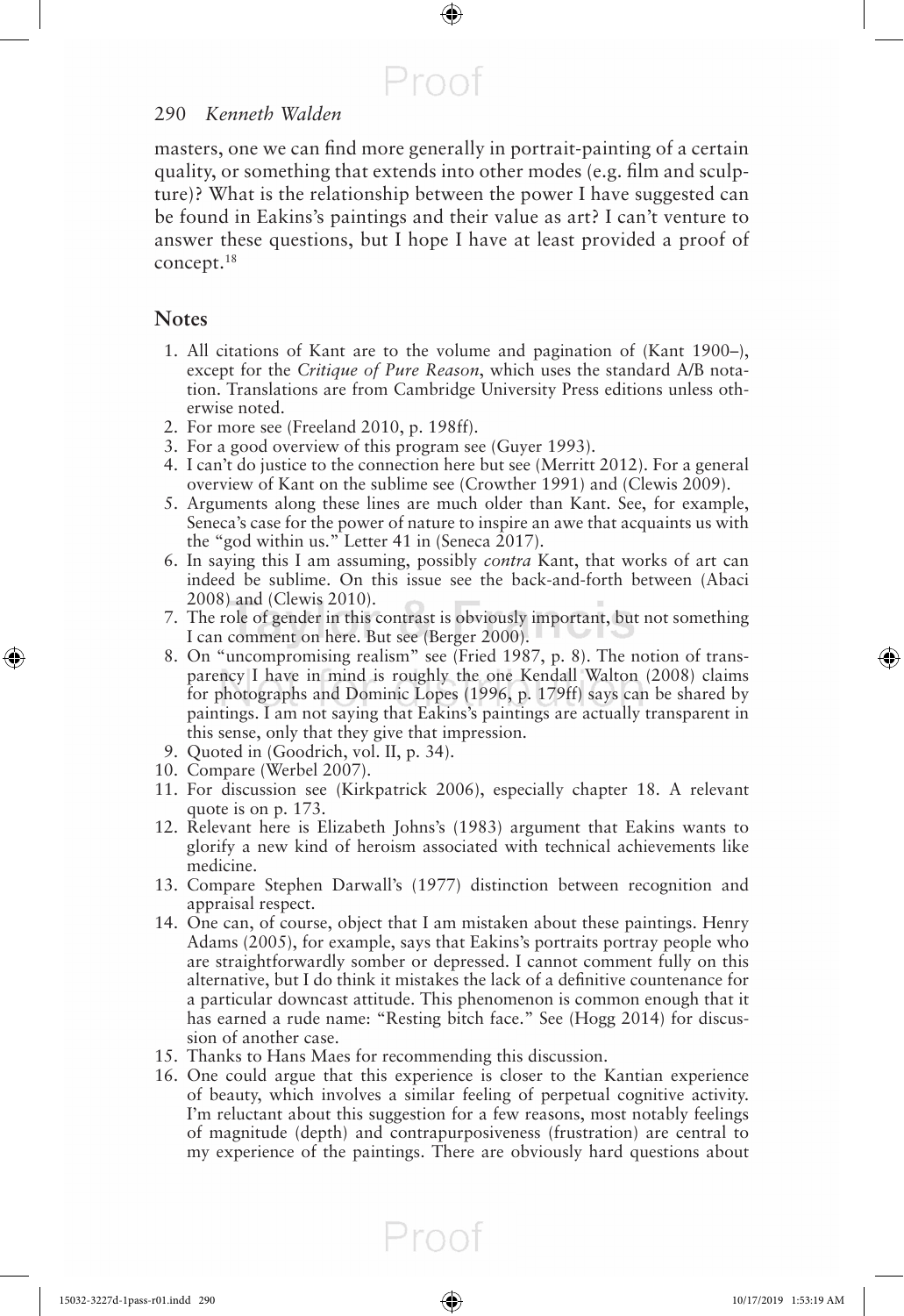masters, one we can find more generally in portrait-painting of a certain quality, or something that extends into other modes (e.g. film and sculpture)? What is the relationship between the power I have suggested can be found in Eakins's paintings and their value as art? I can't venture to answer these questions, but I hope I have at least provided a proof of concept.[18]

## Notes

1. All citations of Kant are to the volume and pagination of (Kant 1900–), except for the *Critique of Pure Reason*, which uses the standard A/B notation. Translations are from Cambridge University Press editions unless otherwise noted.
2. For more see (Freeland 2010, p. 198ff).
3. For a good overview of this program see (Guyer 1993).
4. I can't do justice to the connection here but see (Merritt 2012). For a general overview of Kant on the sublime see (Crowther 1991) and (Clewis 2009).
5. Arguments along these lines are much older than Kant. See, for example, Seneca's case for the power of nature to inspire an awe that acquaints us with the "god within us." Letter 41 in (Seneca 2017).
6. In saying this I am assuming, possibly *contra* Kant, that works of art can indeed be sublime. On this issue see the back-and-forth between (Abaci 2008) and (Clewis 2010).
7. The role of gender in this contrast is obviously important, but not something I can comment on here. But see (Berger 2000).
8. On "uncompromising realism" see (Fried 1987, p. 8). The notion of transparency I have in mind is roughly the one Kendall Walton (2008) claims for photographs and Dominic Lopes (1996, p. 179ff) says can be shared by paintings. I am not saying that Eakins's paintings are actually transparent in this sense, only that they give that impression.
9. Quoted in (Goodrich, vol. II, p. 34).
10. Compare (Werbel 2007).
11. For discussion see (Kirkpatrick 2006), especially chapter 18. A relevant quote is on p. 173.
12. Relevant here is Elizabeth Johns's (1983) argument that Eakins wants to glorify a new kind of heroism associated with technical achievements like medicine.
13. Compare Stephen Darwall's (1977) distinction between recognition and appraisal respect.
14. One can, of course, object that I am mistaken about these paintings. Henry Adams (2005), for example, says that Eakins's portraits portray people who are straightforwardly somber or depressed. I cannot comment fully on this alternative, but I do think it mistakes the lack of a definitive countenance for a particular downcast attitude. This phenomenon is common enough that it has earned a rude name: "Resting bitch face." See (Hogg 2014) for discussion of another case.
15. Thanks to Hans Maes for recommending this discussion.
16. One could argue that this experience is closer to the Kantian experience of beauty, which involves a similar feeling of perpetual cognitive activity. I'm reluctant about this suggestion for a few reasons, most notably feelings of magnitude (depth) and contrapurposiveness (frustration) are central to my experience of the paintings. There are obviously hard questions about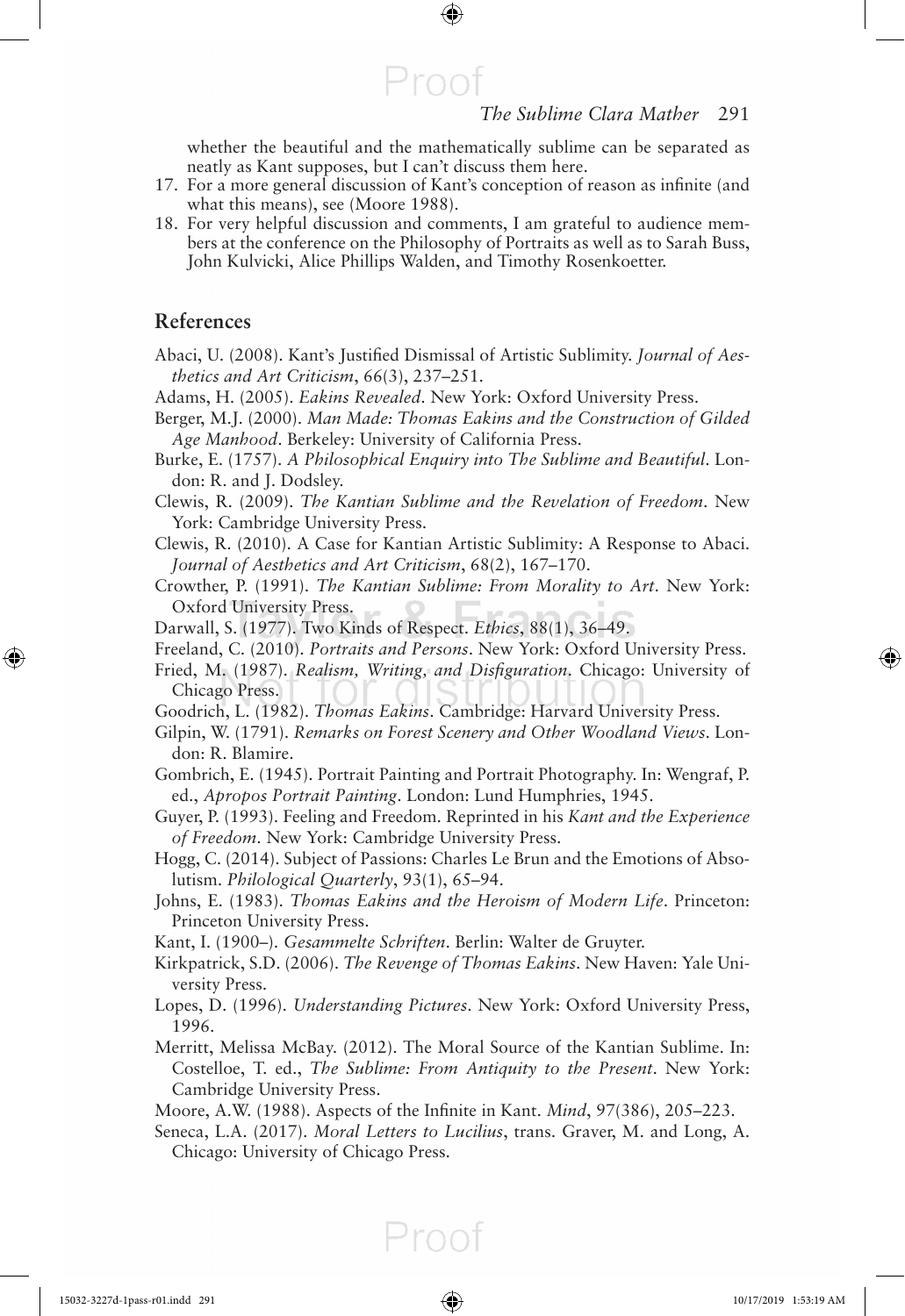whether the beautiful and the mathematically sublime can be separated as neatly as Kant supposes, but I can't discuss them here.

17. For a more general discussion of Kant's conception of reason as infinite (and what this means), see (Moore 1988).
18. For very helpful discussion and comments, I am grateful to audience members at the conference on the Philosophy of Portraits as well as to Sarah Buss, John Kulvicki, Alice Phillips Walden, and Timothy Rosenkoetter.

## References

Abaci, U. (2008). Kant's Justified Dismissal of Artistic Sublimity. *Journal of Aesthetics and Art Criticism*, 66(3), 237–251.

Adams, H. (2005). *Eakins Revealed*. New York: Oxford University Press.

Berger, M.J. (2000). *Man Made: Thomas Eakins and the Construction of Gilded Age Manhood*. Berkeley: University of California Press.

Burke, E. (1757). *A Philosophical Enquiry into The Sublime and Beautiful*. London: R. and J. Dodsley.

Clewis, R. (2009). *The Kantian Sublime and the Revelation of Freedom*. New York: Cambridge University Press.

Clewis, R. (2010). A Case for Kantian Artistic Sublimity: A Response to Abaci. *Journal of Aesthetics and Art Criticism*, 68(2), 167–170.

Crowther, P. (1991). *The Kantian Sublime: From Morality to Art*. New York: Oxford University Press.

Darwall, S. (1977). Two Kinds of Respect. *Ethics*, 88(1), 36–49.

Freeland, C. (2010). *Portraits and Persons*. New York: Oxford University Press.

Fried, M. (1987). *Realism, Writing, and Disfiguration*. Chicago: University of Chicago Press.

Goodrich, L. (1982). *Thomas Eakins*. Cambridge: Harvard University Press.

Gilpin, W. (1791). *Remarks on Forest Scenery and Other Woodland Views*. London: R. Blamire.

Gombrich, E. (1945). Portrait Painting and Portrait Photography. In: Wengraf, P. ed., *Apropos Portrait Painting*. London: Lund Humphries, 1945.

Guyer, P. (1993). Feeling and Freedom. Reprinted in his *Kant and the Experience of Freedom*. New York: Cambridge University Press.

Hogg, C. (2014). Subject of Passions: Charles Le Brun and the Emotions of Absolutism. *Philological Quarterly*, 93(1), 65–94.

Johns, E. (1983). *Thomas Eakins and the Heroism of Modern Life*. Princeton: Princeton University Press.

Kant, I. (1900–). *Gesammelte Schriften*. Berlin: Walter de Gruyter.

Kirkpatrick, S.D. (2006). *The Revenge of Thomas Eakins*. New Haven: Yale University Press.

Lopes, D. (1996). *Understanding Pictures*. New York: Oxford University Press, 1996.

Merritt, Melissa McBay. (2012). The Moral Source of the Kantian Sublime. In: Costelloe, T. ed., *The Sublime: From Antiquity to the Present*. New York: Cambridge University Press.

Moore, A.W. (1988). Aspects of the Infinite in Kant. *Mind*, 97(386), 205–223.

Seneca, L.A. (2017). *Moral Letters to Lucilius*, trans. Graver, M. and Long, A. Chicago: University of Chicago Press.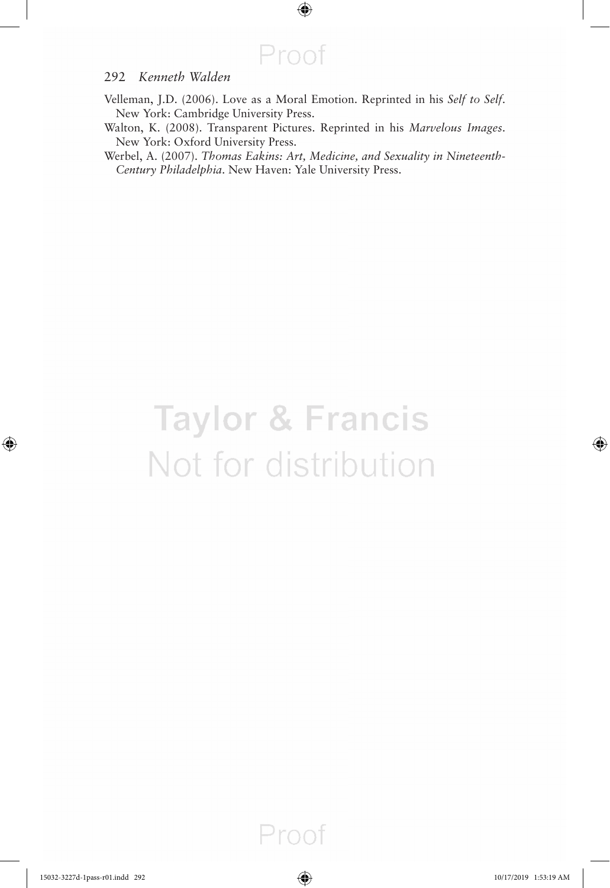Velleman, J.D. (2006). Love as a Moral Emotion. Reprinted in his *Self to Self*. New York: Cambridge University Press.

Walton, K. (2008). Transparent Pictures. Reprinted in his *Marvelous Images*. New York: Oxford University Press.

Werbel, A. (2007). *Thomas Eakins: Art, Medicine, and Sexuality in Nineteenth-Century Philadelphia*. New Haven: Yale University Press.